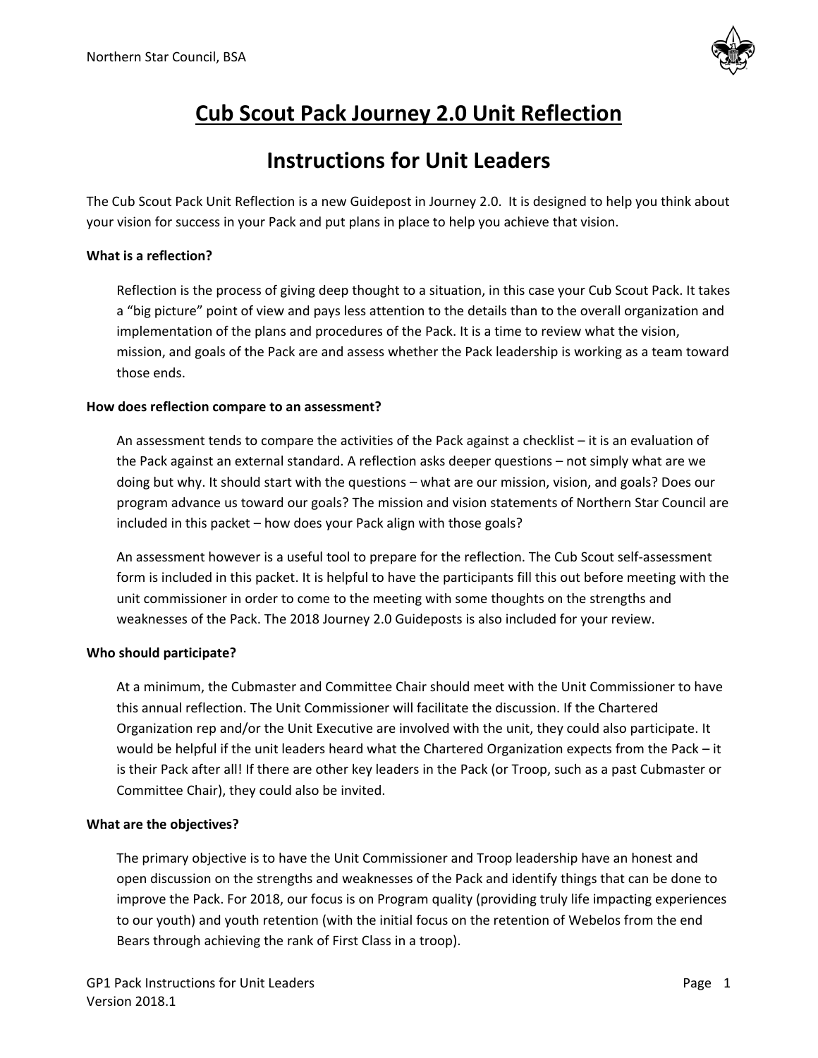# Cub Scout Pack Journey 2.0 Unit Reflection

## Instructions for Unit Leaders

The Cub Scout Pack Unit Reflection is a new Guidepost in Journey 2.0. It is designed to help you think about your vision for success in your Pack and put plans in place to help you achieve that vision.

**What is a reflection?**

Reflection is the process of giving deep thought to a situation, in this case your Cub Scout Pack. It takes a "big picture" point of view and pays less attention to the details than to the overall organization and implementation of the plans and procedures of the Pack. It is a time to review what the vision, mission, and goals of the Pack are and assess whether the Pack leadership is working as a team toward those ends.

**How does reflection compare to an assessment?**

An assessment tends to compare the activities of the Pack against a checklist – it is an evaluation of the Pack against an external standard. A reflection asks deeper questions – not simply what are we doing but why. It should start with the questions – what are our mission, vision, and goals? Does our program advance us toward our goals? The mission and vision statements of Northern Star Council are included in this packet – how does your Pack align with those goals?

An assessment however is a useful tool to prepare for the reflection. The Cub Scout self-assessment form is included in this packet. It is helpful to have the participants fill this out before meeting with the unit commissioner in order to come to the meeting with some thoughts on the strengths and weaknesses of the Pack. The 2018 Journey 2.0 Guideposts is also included for your review.

**Who should participate?**

At a minimum, the Cubmaster and Committee Chair should meet with the Unit Commissioner to have this annual reflection. The Unit Commissioner will facilitate the discussion. If the Chartered Organization rep and/or the Unit Executive are involved with the unit, they could also participate. It would be helpful if the unit leaders heard what the Chartered Organization expects from the Pack – it is their Pack after all! If there are other key leaders in the Pack (or Troop, such as a past Cubmaster or Committee Chair), they could also be invited.

**What are the objectives?**

The primary objective is to have the Unit Commissioner and Troop leadership have an honest and open discussion on the strengths and weaknesses of the Pack and identify things that can be done to improve the Pack. For 2018, our focus is on Program quality (providing truly life impacting experiences to our youth) and youth retention (with the initial focus on the retention of Webelos from the end Bears through achieving the rank of First Class in a troop).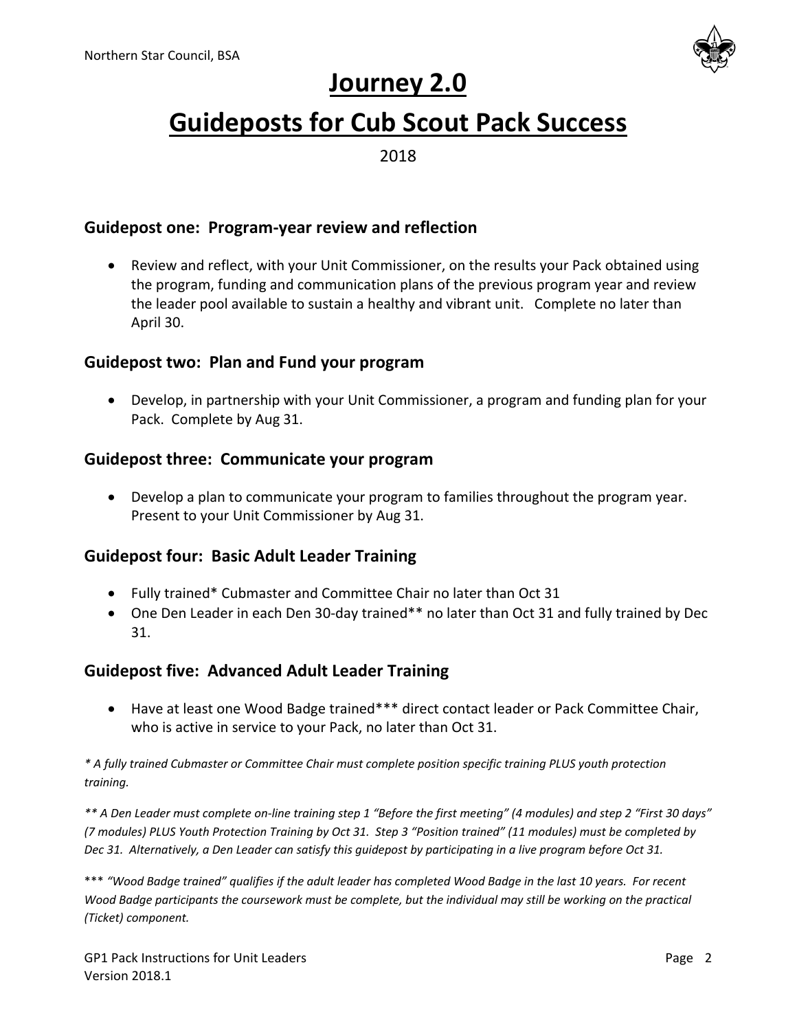Northern Star Council, BSA

# Journey 2.0

# Guideposts for Cub Scout Pack Success

2018

### Guidepost one: Program-year review and reflection

- Review and reflect, with your Unit Commissioner, on the results your Pack obtained using the program, funding and communication plans of the previous program year and review the leader pool available to sustain a healthy and vibrant unit. Complete no later than April 30.

### Guidepost two: Plan and Fund your program

- Develop, in partnership with your Unit Commissioner, a program and funding plan for your Pack. Complete by Aug 31.

### Guidepost three: Communicate your program

- Develop a plan to communicate your program to families throughout the program year. Present to your Unit Commissioner by Aug 31.

### Guidepost four: Basic Adult Leader Training

- Fully trained* Cubmaster and Committee Chair no later than Oct 31
- One Den Leader in each Den 30-day trained** no later than Oct 31 and fully trained by Dec 31.

### Guidepost five: Advanced Adult Leader Training

- Have at least one Wood Badge trained*** direct contact leader or Pack Committee Chair, who is active in service to your Pack, no later than Oct 31.

*\* A fully trained Cubmaster or Committee Chair must complete position specific training PLUS youth protection training.*

*\*\* A Den Leader must complete on-line training step 1 "Before the first meeting" (4 modules) and step 2 "First 30 days" (7 modules) PLUS Youth Protection Training by Oct 31. Step 3 "Position trained" (11 modules) must be completed by Dec 31. Alternatively, a Den Leader can satisfy this guidepost by participating in a live program before Oct 31.*

\*\*\* *"Wood Badge trained" qualifies if the adult leader has completed Wood Badge in the last 10 years. For recent Wood Badge participants the coursework must be complete, but the individual may still be working on the practical (Ticket) component.*

GP1 Pack Instructions for Unit Leaders
Version 2018.1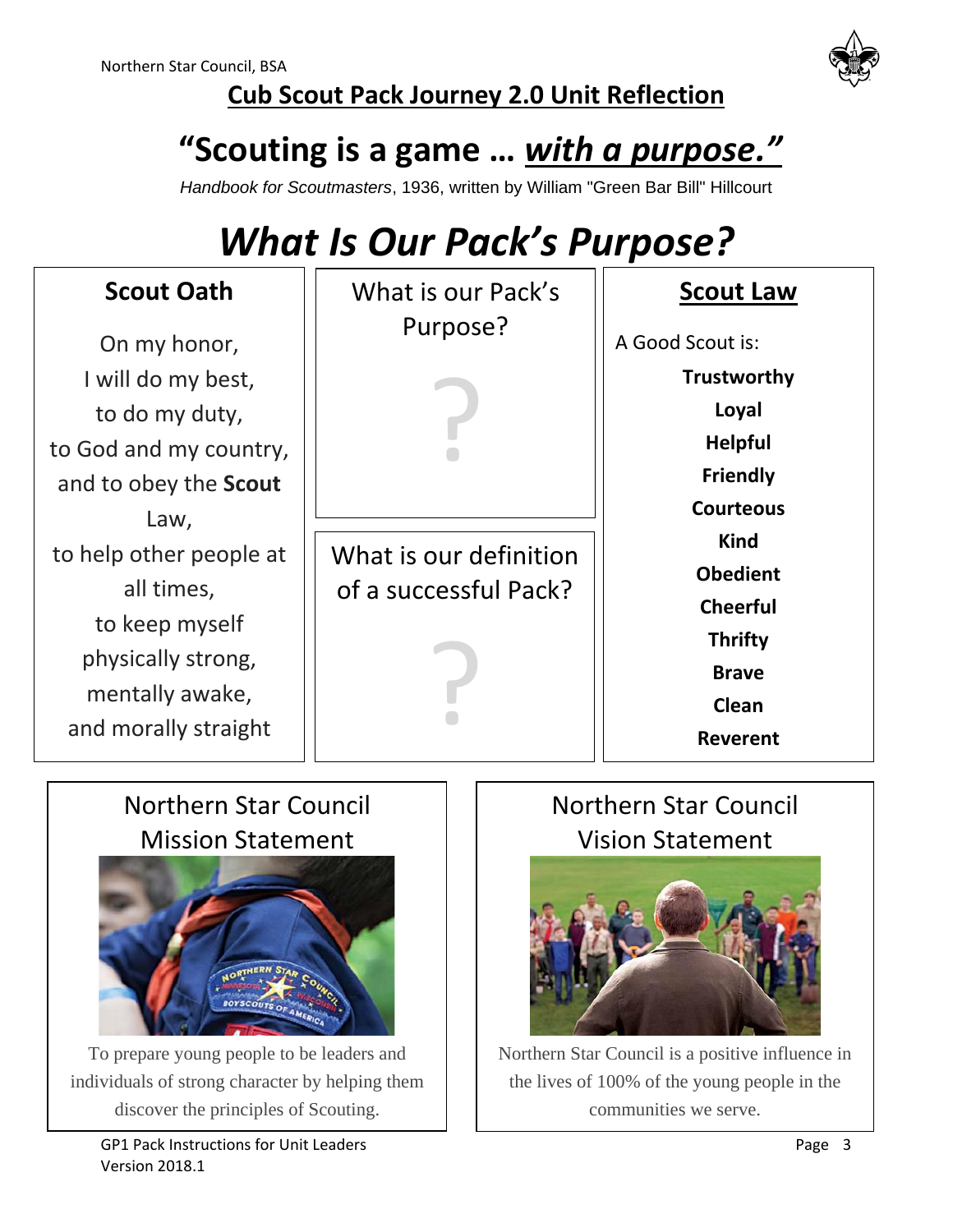## Cub Scout Pack Journey 2.0 Unit Reflection

# “Scouting is a game … *with a purpose.”*

*Handbook for Scoutmasters*, 1936, written by William "Green Bar Bill" Hillcourt

# *What Is Our Pack’s Purpose?*

### Scout Oath

On my honor,
I will do my best,
to do my duty,
to God and my country,
and to obey the **Scout** Law,
to help other people at all times,
to keep myself physically strong,
mentally awake,
and morally straight

### What is our Pack’s Purpose?

?

### What is our definition of a successful Pack?

?

### Scout Law

A Good Scout is:

**Trustworthy**
**Loyal**
**Helpful**
**Friendly**
**Courteous**
**Kind**
**Obedient**
**Cheerful**
**Thrifty**
**Brave**
**Clean**
**Reverent**

### Northern Star Council Mission Statement

To prepare young people to be leaders and individuals of strong character by helping them discover the principles of Scouting.

### Northern Star Council Vision Statement

Northern Star Council is a positive influence in the lives of 100% of the young people in the communities we serve.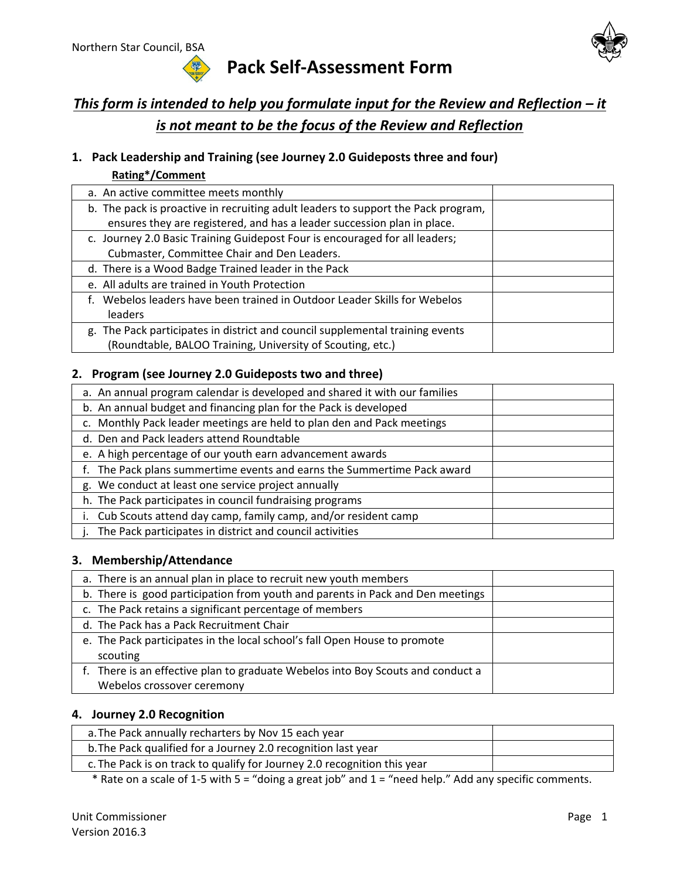Northern Star Council, BSA

# Pack Self-Assessment Form

***This form is intended to help you formulate input for the Review and Reflection – it is not meant to be the focus of the Review and Reflection***

## 1. Pack Leadership and Training (see Journey 2.0 Guideposts three and four)

| | Rating*/Comment |
|---|---|
| a. An active committee meets monthly | |
| b. The pack is proactive in recruiting adult leaders to support the Pack program, ensures they are registered, and has a leader succession plan in place. | |
| c. Journey 2.0 Basic Training Guidepost Four is encouraged for all leaders; Cubmaster, Committee Chair and Den Leaders. | |
| d. There is a Wood Badge Trained leader in the Pack | |
| e. All adults are trained in Youth Protection | |
| f. Webelos leaders have been trained in Outdoor Leader Skills for Webelos leaders | |
| g. The Pack participates in district and council supplemental training events (Roundtable, BALOO Training, University of Scouting, etc.) | |

## 2. Program (see Journey 2.0 Guideposts two and three)

| | |
|---|---|
| a. An annual program calendar is developed and shared it with our families | |
| b. An annual budget and financing plan for the Pack is developed | |
| c. Monthly Pack leader meetings are held to plan den and Pack meetings | |
| d. Den and Pack leaders attend Roundtable | |
| e. A high percentage of our youth earn advancement awards | |
| f. The Pack plans summertime events and earns the Summertime Pack award | |
| g. We conduct at least one service project annually | |
| h. The Pack participates in council fundraising programs | |
| i. Cub Scouts attend day camp, family camp, and/or resident camp | |
| j. The Pack participates in district and council activities | |

## 3. Membership/Attendance

| | |
|---|---|
| a. There is an annual plan in place to recruit new youth members | |
| b. There is good participation from youth and parents in Pack and Den meetings | |
| c. The Pack retains a significant percentage of members | |
| d. The Pack has a Pack Recruitment Chair | |
| e. The Pack participates in the local school's fall Open House to promote scouting | |
| f. There is an effective plan to graduate Webelos into Boy Scouts and conduct a Webelos crossover ceremony | |

## 4. Journey 2.0 Recognition

| | |
|---|---|
| a. The Pack annually recharters by Nov 15 each year | |
| b. The Pack qualified for a Journey 2.0 recognition last year | |
| c. The Pack is on track to qualify for Journey 2.0 recognition this year | |

* Rate on a scale of 1-5 with 5 = "doing a great job" and 1 = "need help." Add any specific comments.

Unit Commissioner
Version 2016.3